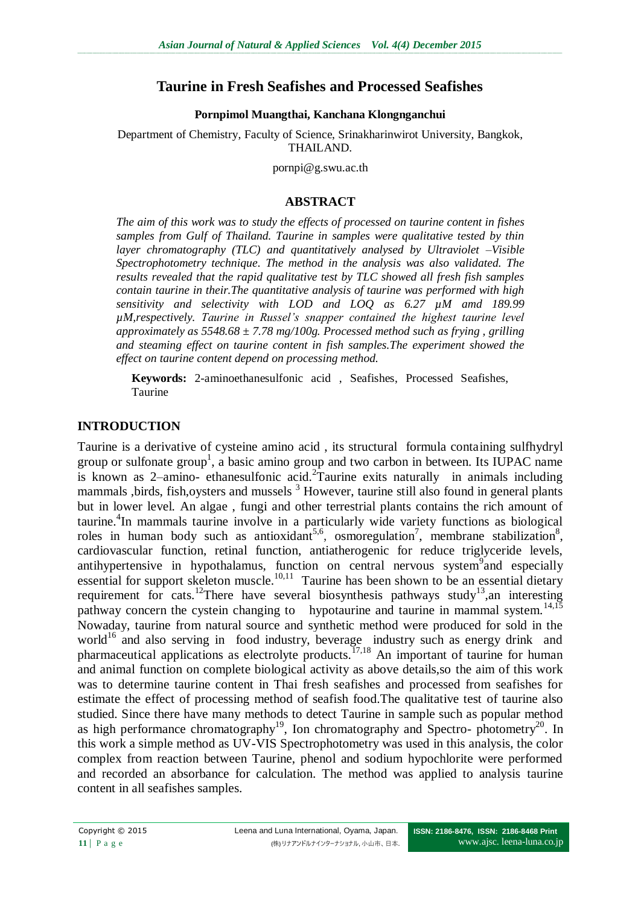# Taurine in Fresh Seafishes and Processed Seafishes

**Pornpimol Muangthai, Kanchana Klongnganchui**

Department of Chemistry, Faculty of Science, Srinakharinwirot University, Bangkok, THAILAND.

pornpi@g.swu.ac.th

## ABSTRACT

*The aim of this work was to study the effects of processed on taurine content in fishes samples from Gulf of Thailand. Taurine in samples were qualitative tested by thin layer chromatography (TLC) and quantitatively analysed by Ultraviolet –Visible Spectrophotometry technique. The method in the analysis was also validated. The results revealed that the rapid qualitative test by TLC showed all fresh fish samples contain taurine in their.The quantitative analysis of taurine was performed with high sensitivity and selectivity with LOD and LOQ as 6.27 µM amd 189.99 µM,respectively. Taurine in Russel's snapper contained the highest taurine level approximately as 5548.68 ± 7.78 mg/100g. Processed method such as frying , grilling and steaming effect on taurine content in fish samples.The experiment showed the effect on taurine content depend on processing method.*

**Keywords:** 2-aminoethanesulfonic acid , Seafishes, Processed Seafishes, Taurine

## INTRODUCTION

Taurine is a derivative of cysteine amino acid , its structural formula containing sulfhydryl group or sulfonate group[1], a basic amino group and two carbon in between. Its IUPAC name is known as 2–amino- ethanesulfonic acid.[2]Taurine exits naturally in animals including mammals ,birds, fish,oysters and mussels [3] However, taurine still also found in general plants but in lower level. An algae , fungi and other terrestrial plants contains the rich amount of taurine.[4]In mammals taurine involve in a particularly wide variety functions as biological roles in human body such as antioxidant[5,6], osmoregulation[7], membrane stabilization[8], cardiovascular function, retinal function, antiatherogenic for reduce triglyceride levels, antihypertensive in hypothalamus, function on central nervous system[9]and especially essential for support skeleton muscle.[10,11] Taurine has been shown to be an essential dietary requirement for cats.[12]There have several biosynthesis pathways study[13],an interesting pathway concern the cystein changing to hypotaurine and taurine in mammal system.[14,15] Nowaday, taurine from natural source and synthetic method were produced for sold in the world[16] and also serving in food industry, beverage industry such as energy drink and pharmaceutical applications as electrolyte products.[17,18] An important of taurine for human and animal function on complete biological activity as above details,so the aim of this work was to determine taurine content in Thai fresh seafishes and processed from seafishes for estimate the effect of processing method of seafish food.The qualitative test of taurine also studied. Since there have many methods to detect Taurine in sample such as popular method as high performance chromatography[19], Ion chromatography and Spectro- photometry[20]. In this work a simple method as UV-VIS Spectrophotometry was used in this analysis, the color complex from reaction between Taurine, phenol and sodium hypochlorite were performed and recorded an absorbance for calculation. The method was applied to analysis taurine content in all seafishes samples.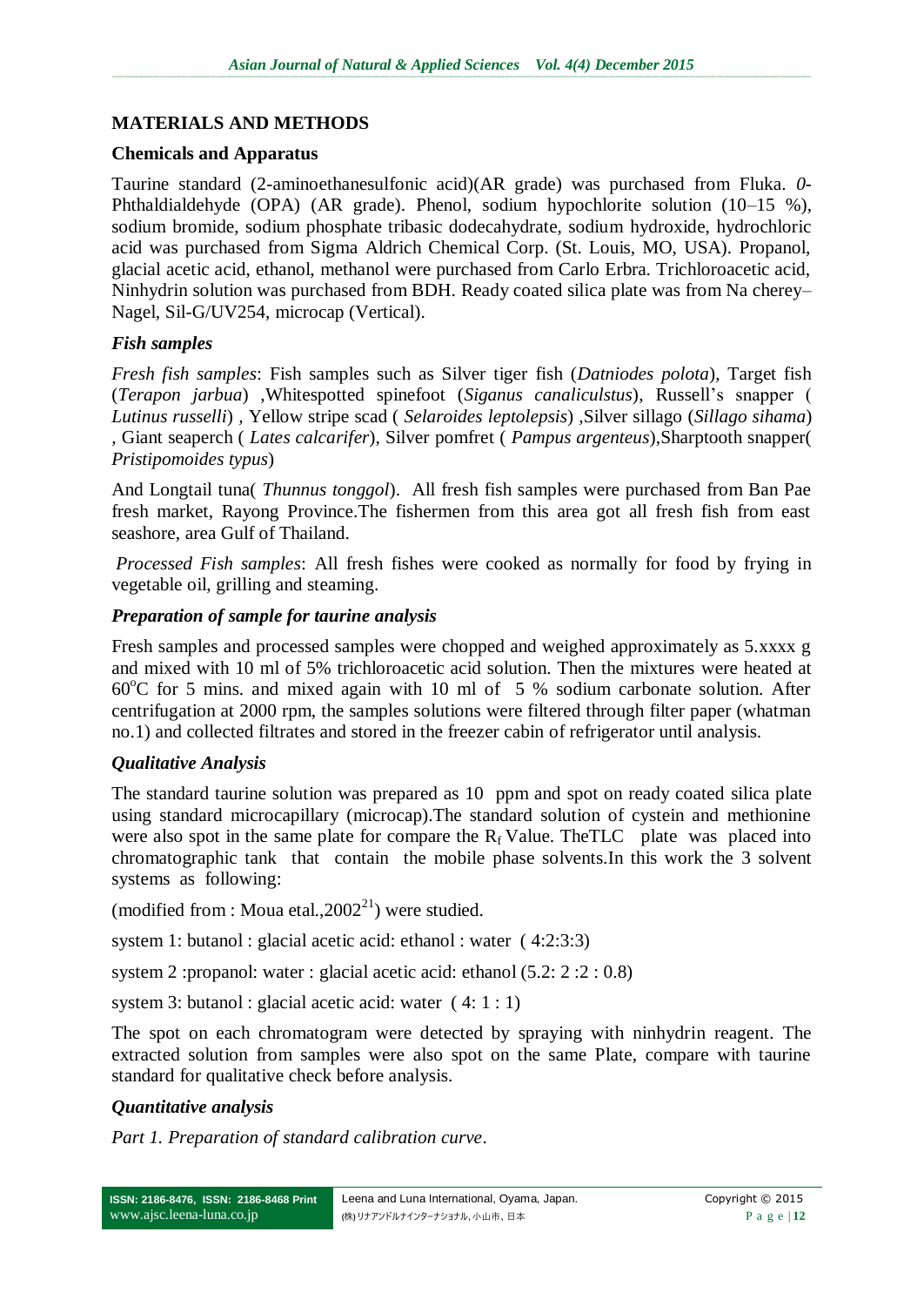## MATERIALS AND METHODS

### Chemicals and Apparatus

Taurine standard (2-aminoethanesulfonic acid)(AR grade) was purchased from Fluka. *0*-Phthaldialdehyde (OPA) (AR grade). Phenol, sodium hypochlorite solution (10–15 %), sodium bromide, sodium phosphate tribasic dodecahydrate, sodium hydroxide, hydrochloric acid was purchased from Sigma Aldrich Chemical Corp. (St. Louis, MO, USA). Propanol, glacial acetic acid, ethanol, methanol were purchased from Carlo Erbra. Trichloroacetic acid, Ninhydrin solution was purchased from BDH. Ready coated silica plate was from Na cherey–Nagel, Sil-G/UV254, microcap (Vertical).

### *Fish samples*

*Fresh fish samples*: Fish samples such as Silver tiger fish (*Datniodes polota*), Target fish (*Terapon jarbua*) ,Whitespotted spinefoot (*Siganus canaliculstus*), Russell's snapper ( *Lutinus russelli*) , Yellow stripe scad ( *Selaroides leptolepsis*) ,Silver sillago (*Sillago sihama*) , Giant seaperch ( *Lates calcarifer*), Silver pomfret ( *Pampus argenteus*),Sharptooth snapper( *Pristipomoides typus*)

And Longtail tuna( *Thunnus tonggol*). All fresh fish samples were purchased from Ban Pae fresh market, Rayong Province.The fishermen from this area got all fresh fish from east seashore, area Gulf of Thailand.

*Processed Fish samples*: All fresh fishes were cooked as normally for food by frying in vegetable oil, grilling and steaming.

### *Preparation of sample for taurine analysis*

Fresh samples and processed samples were chopped and weighed approximately as 5.xxxx g and mixed with 10 ml of 5% trichloroacetic acid solution. Then the mixtures were heated at 60$^{o}$C for 5 mins. and mixed again with 10 ml of 5 % sodium carbonate solution. After centrifugation at 2000 rpm, the samples solutions were filtered through filter paper (whatman no.1) and collected filtrates and stored in the freezer cabin of refrigerator until analysis.

### *Qualitative Analysis*

The standard taurine solution was prepared as 10 ppm and spot on ready coated silica plate using standard microcapillary (microcap).The standard solution of cystein and methionine were also spot in the same plate for compare the $R_f$ Value. TheTLC plate was placed into chromatographic tank that contain the mobile phase solvents.In this work the 3 solvent systems as following:

(modified from : Moua etal.,2002[21]) were studied.

system 1: butanol : glacial acetic acid: ethanol : water ( 4:2:3:3)

system 2 :propanol: water : glacial acetic acid: ethanol (5.2: 2 :2 : 0.8)

system 3: butanol : glacial acetic acid: water ( 4: 1 : 1)

The spot on each chromatogram were detected by spraying with ninhydrin reagent. The extracted solution from samples were also spot on the same Plate, compare with taurine standard for qualitative check before analysis.

### *Quantitative analysis*

*Part 1. Preparation of standard calibration curve*.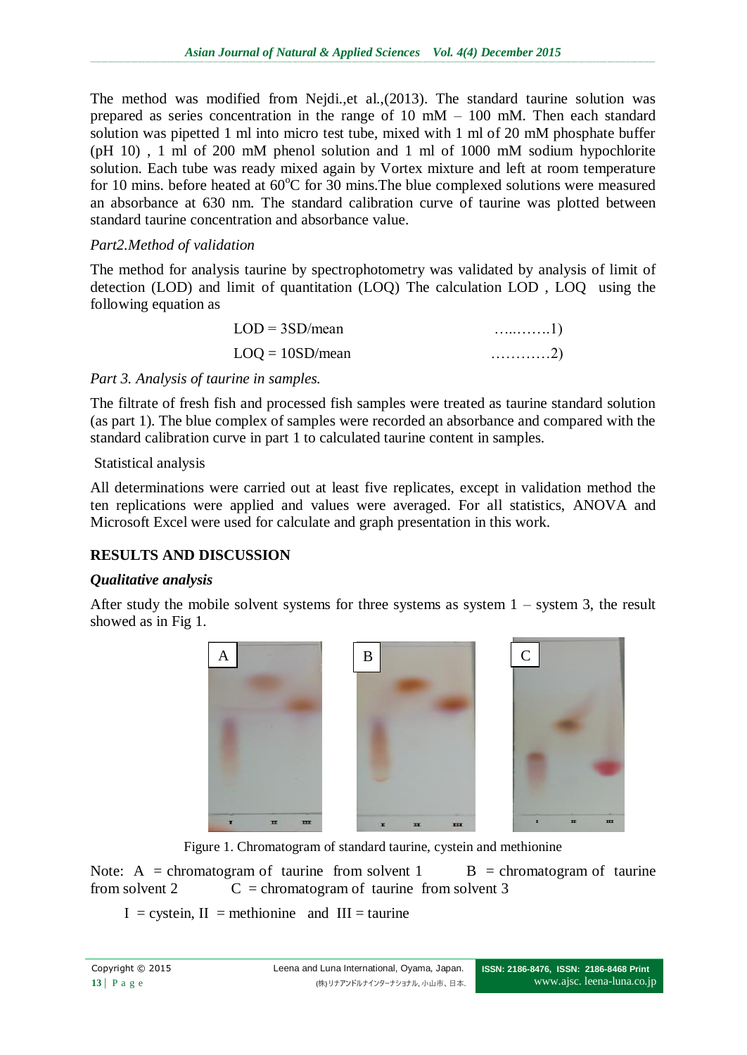The method was modified from Nejdi.,et al.,(2013). The standard taurine solution was prepared as series concentration in the range of 10 mM – 100 mM. Then each standard solution was pipetted 1 ml into micro test tube, mixed with 1 ml of 20 mM phosphate buffer (pH 10) , 1 ml of 200 mM phenol solution and 1 ml of 1000 mM sodium hypochlorite solution. Each tube was ready mixed again by Vortex mixture and left at room temperature for 10 mins. before heated at 60$^{o}$C for 30 mins.The blue complexed solutions were measured an absorbance at 630 nm. The standard calibration curve of taurine was plotted between standard taurine concentration and absorbance value.

*Part2.Method of validation*

The method for analysis taurine by spectrophotometry was validated by analysis of limit of detection (LOD) and limit of quantitation (LOQ) The calculation LOD , LOQ using the following equation as

$$\text{LOD} = 3\text{SD/mean} \qquad \ldots\ldots\ldots\ldots 1)$$

$$\text{LOQ} = 10\text{SD/mean} \qquad \ldots\ldots\ldots\ldots 2)$$

*Part 3. Analysis of taurine in samples.*

The filtrate of fresh fish and processed fish samples were treated as taurine standard solution (as part 1). The blue complex of samples were recorded an absorbance and compared with the standard calibration curve in part 1 to calculated taurine content in samples.

Statistical analysis

All determinations were carried out at least five replicates, except in validation method the ten replications were applied and values were averaged. For all statistics, ANOVA and Microsoft Excel were used for calculate and graph presentation in this work.

## RESULTS AND DISCUSSION

### *Qualitative analysis*

After study the mobile solvent systems for three systems as system 1 – system 3, the result showed as in Fig 1.

A

B

C

I II III

Figure 1. Chromatogram of standard taurine, cystein and methionine

Note: A = chromatogram of taurine from solvent 1 B = chromatogram of taurine from solvent 2 C = chromatogram of taurine from solvent 3

I = cystein, II = methionine and III = taurine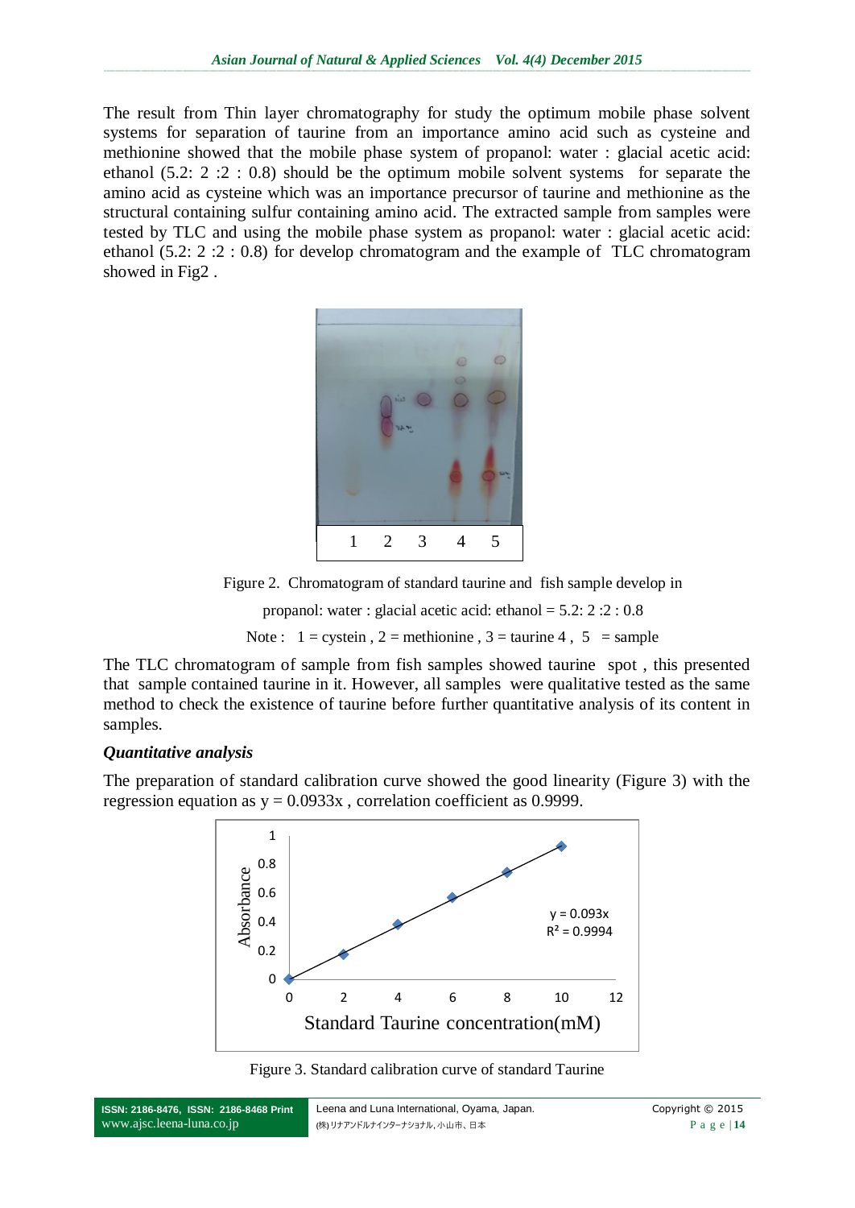The result from Thin layer chromatography for study the optimum mobile phase solvent systems for separation of taurine from an importance amino acid such as cysteine and methionine showed that the mobile phase system of propanol: water : glacial acetic acid: ethanol (5.2: 2 :2 : 0.8) should be the optimum mobile solvent systems for separate the amino acid as cysteine which was an importance precursor of taurine and methionine as the structural containing sulfur containing amino acid. The extracted sample from samples were tested by TLC and using the mobile phase system as propanol: water : glacial acetic acid: ethanol (5.2: 2 :2 : 0.8) for develop chromatogram and the example of TLC chromatogram showed in Fig2 .

Figure 2. Chromatogram of standard taurine and fish sample develop in

propanol: water : glacial acetic acid: ethanol = 5.2: 2 :2 : 0.8

Note : 1 = cystein , 2 = methionine , 3 = taurine 4 , 5 = sample

The TLC chromatogram of sample from fish samples showed taurine spot , this presented that sample contained taurine in it. However, all samples were qualitative tested as the same method to check the existence of taurine before further quantitative analysis of its content in samples.

***Quantitative analysis***

The preparation of standard calibration curve showed the good linearity (Figure 3) with the regression equation as $y = 0.0933x$ , correlation coefficient as 0.9999.

Figure 3. Standard calibration curve of standard Taurine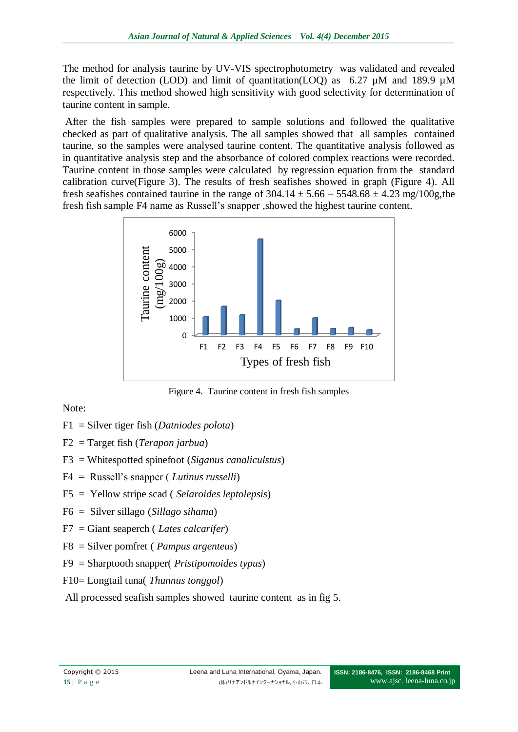The method for analysis taurine by UV-VIS spectrophotometry was validated and revealed the limit of detection (LOD) and limit of quantitation(LOQ) as 6.27 µM and 189.9 µM respectively. This method showed high sensitivity with good selectivity for determination of taurine content in sample.

After the fish samples were prepared to sample solutions and followed the qualitative checked as part of qualitative analysis. The all samples showed that all samples contained taurine, so the samples were analysed taurine content. The quantitative analysis followed as in quantitative analysis step and the absorbance of colored complex reactions were recorded. Taurine content in those samples were calculated by regression equation from the standard calibration curve(Figure 3). The results of fresh seafishes showed in graph (Figure 4). All fresh seafishes contained taurine in the range of 304.14 ± 5.66 – 5548.68 ± 4.23 mg/100g,the fresh fish sample F4 name as Russell's snapper ,showed the highest taurine content.

Taurine content (mg/100g)

6000
5000
4000
3000
2000
1000
0

F1 F2 F3 F4 F5 F6 F7 F8 F9 F10

Types of fresh fish

Figure 4. Taurine content in fresh fish samples

Note:

F1 = Silver tiger fish (*Datniodes polota*)

F2 = Target fish (*Terapon jarbua*)

F3 = Whitespotted spinefoot (*Siganus canaliculstus*)

F4 = Russell's snapper ( *Lutinus russelli*)

F5 = Yellow stripe scad ( *Selaroides leptolepsis*)

F6 = Silver sillago (*Sillago sihama*)

F7 = Giant seaperch ( *Lates calcarifer*)

F8 = Silver pomfret ( *Pampus argenteus*)

F9 = Sharptooth snapper( *Pristipomoides typus*)

F10= Longtail tuna( *Thunnus tonggol*)

All processed seafish samples showed taurine content as in fig 5.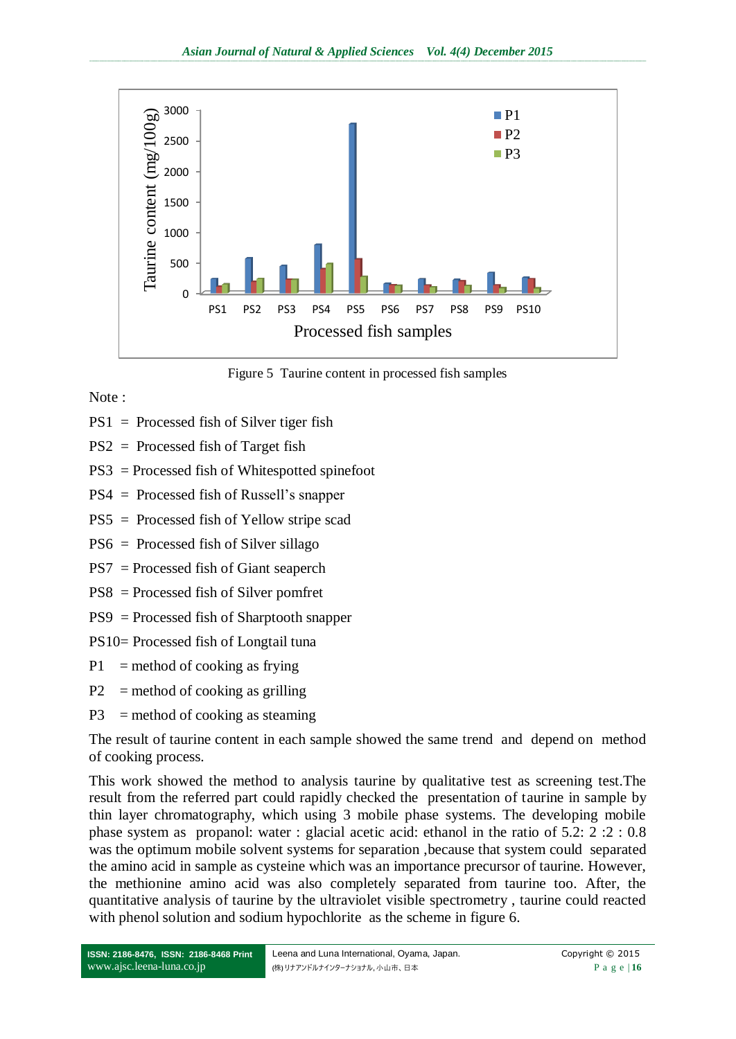Taurine content (mg/100g)

3000
2500
2000
1500
1000
500
0

PS1 PS2 PS3 PS4 PS5 PS6 PS7 PS8 PS9 PS10

Processed fish samples

P1
P2
P3

Figure 5 Taurine content in processed fish samples

Note :

PS1 = Processed fish of Silver tiger fish

PS2 = Processed fish of Target fish

PS3 = Processed fish of Whitespotted spinefoot

PS4 = Processed fish of Russell's snapper

PS5 = Processed fish of Yellow stripe scad

PS6 = Processed fish of Silver sillago

PS7 = Processed fish of Giant seaperch

PS8 = Processed fish of Silver pomfret

PS9 = Processed fish of Sharptooth snapper

PS10= Processed fish of Longtail tuna

P1 = method of cooking as frying

P2 = method of cooking as grilling

P3 = method of cooking as steaming

The result of taurine content in each sample showed the same trend and depend on method of cooking process.

This work showed the method to analysis taurine by qualitative test as screening test.The result from the referred part could rapidly checked the presentation of taurine in sample by thin layer chromatography, which using 3 mobile phase systems. The developing mobile phase system as propanol: water : glacial acetic acid: ethanol in the ratio of 5.2: 2 :2 : 0.8 was the optimum mobile solvent systems for separation ,because that system could separated the amino acid in sample as cysteine which was an importance precursor of taurine. However, the methionine amino acid was also completely separated from taurine too. After, the quantitative analysis of taurine by the ultraviolet visible spectrometry , taurine could reacted with phenol solution and sodium hypochlorite as the scheme in figure 6.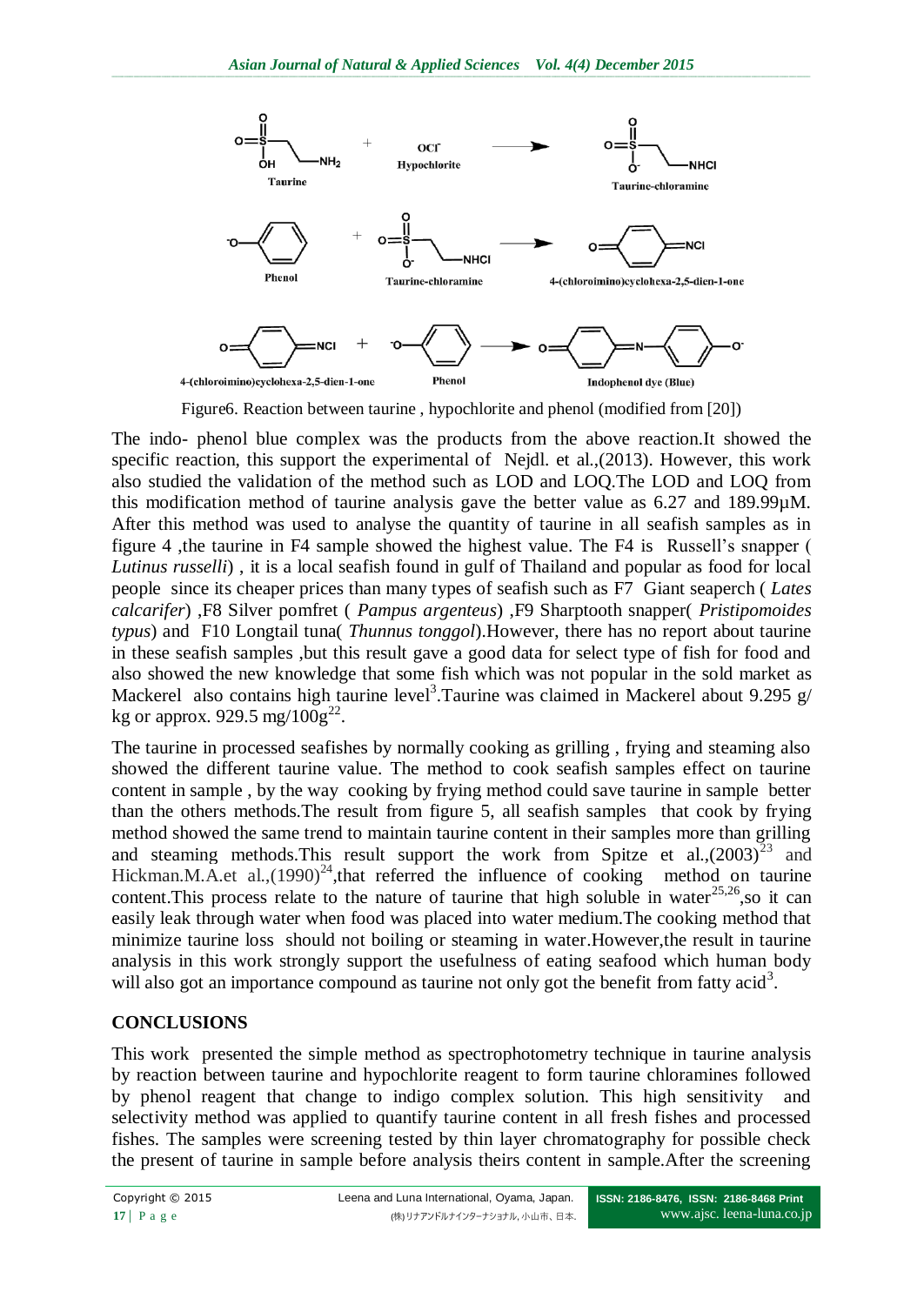Taurine

$OCl^-$
Hypochlorite

Taurine-chloramine

Phenol

Taurine-chloramine

4-(chloroimino)cyclohexa-2,5-dien-1-one

4-(chloroimino)cyclohexa-2,5-dien-1-one

Phenol

Indophenol dye (Blue)

Figure6. Reaction between taurine , hypochlorite and phenol (modified from [20])

The indo- phenol blue complex was the products from the above reaction.It showed the specific reaction, this support the experimental of Nejdl. et al.,(2013). However, this work also studied the validation of the method such as LOD and LOQ.The LOD and LOQ from this modification method of taurine analysis gave the better value as 6.27 and 189.99µM. After this method was used to analyse the quantity of taurine in all seafish samples as in figure 4 ,the taurine in F4 sample showed the highest value. The F4 is Russell's snapper ( *Lutinus russelli*) , it is a local seafish found in gulf of Thailand and popular as food for local people since its cheaper prices than many types of seafish such as F7 Giant seaperch ( *Lates calcarifer*) ,F8 Silver pomfret ( *Pampus argenteus*) ,F9 Sharptooth snapper( *Pristipomoides typus*) and F10 Longtail tuna( *Thunnus tonggol*).However, there has no report about taurine in these seafish samples ,but this result gave a good data for select type of fish for food and also showed the new knowledge that some fish which was not popular in the sold market as Mackerel also contains high taurine level[3].Taurine was claimed in Mackerel about 9.295 g/ kg or approx. 929.5 mg/100g[22].

The taurine in processed seafishes by normally cooking as grilling , frying and steaming also showed the different taurine value. The method to cook seafish samples effect on taurine content in sample , by the way cooking by frying method could save taurine in sample better than the others methods.The result from figure 5, all seafish samples that cook by frying method showed the same trend to maintain taurine content in their samples more than grilling and steaming methods.This result support the work from Spitze et al.,(2003)[23] and Hickman.M.A.et al.,(1990)[24],that referred the influence of cooking method on taurine content.This process relate to the nature of taurine that high soluble in water[25,26],so it can easily leak through water when food was placed into water medium.The cooking method that minimize taurine loss should not boiling or steaming in water.However,the result in taurine analysis in this work strongly support the usefulness of eating seafood which human body will also got an importance compound as taurine not only got the benefit from fatty acid[3].

## CONCLUSIONS

This work presented the simple method as spectrophotometry technique in taurine analysis by reaction between taurine and hypochlorite reagent to form taurine chloramines followed by phenol reagent that change to indigo complex solution. This high sensitivity and selectivity method was applied to quantify taurine content in all fresh fishes and processed fishes. The samples were screening tested by thin layer chromatography for possible check the present of taurine in sample before analysis theirs content in sample.After the screening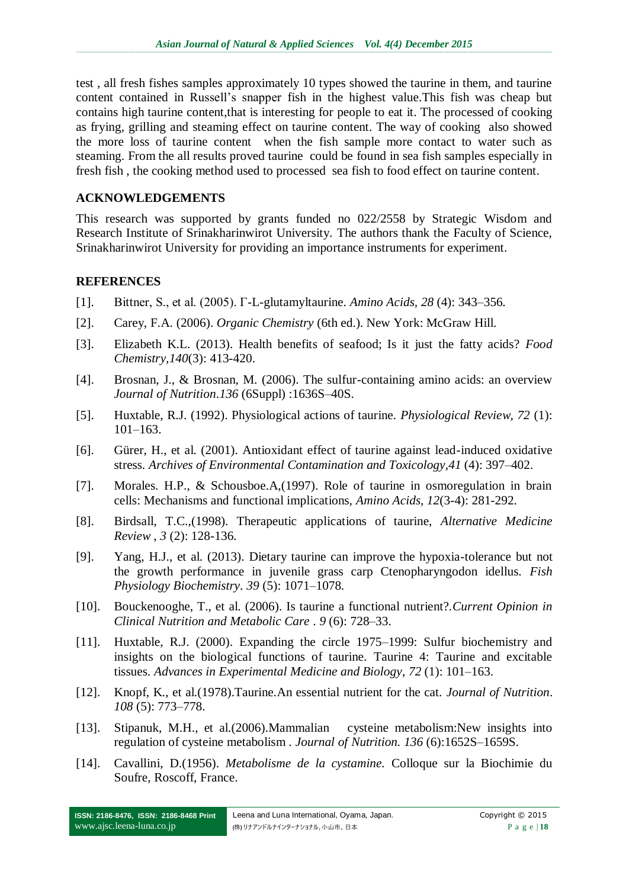test , all fresh fishes samples approximately 10 types showed the taurine in them, and taurine content contained in Russell's snapper fish in the highest value.This fish was cheap but contains high taurine content,that is interesting for people to eat it. The processed of cooking as frying, grilling and steaming effect on taurine content. The way of cooking also showed the more loss of taurine content when the fish sample more contact to water such as steaming. From the all results proved taurine could be found in sea fish samples especially in fresh fish , the cooking method used to processed sea fish to food effect on taurine content.

## ACKNOWLEDGEMENTS

This research was supported by grants funded no 022/2558 by Strategic Wisdom and Research Institute of Srinakharinwirot University. The authors thank the Faculty of Science, Srinakharinwirot University for providing an importance instruments for experiment.

## REFERENCES

[1]. Bittner, S., et al. (2005). Γ-L-glutamyltaurine. *Amino Acids, 28* (4): 343–356.

[2]. Carey, F.A. (2006). *Organic Chemistry* (6th ed.). New York: McGraw Hill.

[3]. Elizabeth K.L. (2013). Health benefits of seafood; Is it just the fatty acids? *Food Chemistry,140*(3): 413-420.

[4]. Brosnan, J., & Brosnan, M. (2006). The sulfur-containing amino acids: an overview *Journal of Nutrition.136* (6Suppl) :1636S–40S.

[5]. Huxtable, R.J. (1992). Physiological actions of taurine. *Physiological Review, 72* (1): 101–163.

[6]. Gürer, H., et al. (2001). Antioxidant effect of taurine against lead-induced oxidative stress. *Archives of Environmental Contamination and Toxicology,41* (4): 397–402.

[7]. Morales. H.P., & Schousboe.A,(1997). Role of taurine in osmoregulation in brain cells: Mechanisms and functional implications, *Amino Acids, 12*(3-4): 281-292.

[8]. Birdsall, T.C.,(1998). Therapeutic applications of taurine, *Alternative Medicine Review , 3* (2): 128-136.

[9]. Yang, H.J., et al. (2013). Dietary taurine can improve the hypoxia-tolerance but not the growth performance in juvenile grass carp Ctenopharyngodon idellus. *Fish Physiology Biochemistry. 39* (5): 1071–1078.

[10]. Bouckenooghe, T., et al. (2006). Is taurine a functional nutrient?.*Current Opinion in Clinical Nutrition and Metabolic Care . 9* (6): 728–33.

[11]. Huxtable, R.J. (2000). Expanding the circle 1975–1999: Sulfur biochemistry and insights on the biological functions of taurine. Taurine 4: Taurine and excitable tissues. *Advances in Experimental Medicine and Biology, 72* (1): 101–163.

[12]. Knopf, K., et al.(1978).Taurine.An essential nutrient for the cat. *Journal of Nutrition. 108* (5): 773–778.

[13]. Stipanuk, M.H., et al.(2006).Mammalian cysteine metabolism:New insights into regulation of cysteine metabolism . *Journal of Nutrition. 136* (6):1652S–1659S.

[14]. Cavallini, D.(1956). *Metabolisme de la cystamine.* Colloque sur la Biochimie du Soufre, Roscoff, France.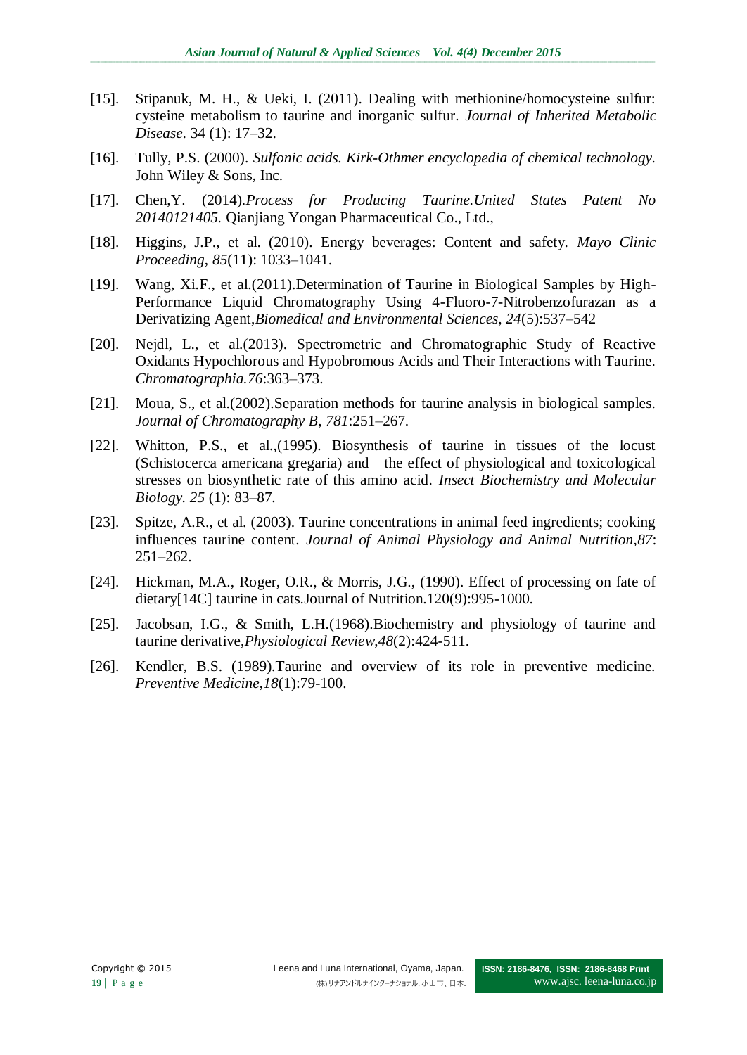[15]. Stipanuk, M. H., & Ueki, I. (2011). Dealing with methionine/homocysteine sulfur: cysteine metabolism to taurine and inorganic sulfur. *Journal of Inherited Metabolic Disease*. 34 (1): 17–32.

[16]. Tully, P.S. (2000). *Sulfonic acids. Kirk-Othmer encyclopedia of chemical technology.* John Wiley & Sons, Inc.

[17]. Chen,Y. (2014).*Process for Producing Taurine.United States Patent No 20140121405.* Qianjiang Yongan Pharmaceutical Co., Ltd.,

[18]. Higgins, J.P., et al. (2010). Energy beverages: Content and safety. *Mayo Clinic Proceeding, 85*(11): 1033–1041.

[19]. Wang, Xi.F., et al.(2011).Determination of Taurine in Biological Samples by High-Performance Liquid Chromatography Using 4-Fluoro-7-Nitrobenzofurazan as a Derivatizing Agent,*Biomedical and Environmental Sciences, 24*(5):537–542

[20]. Nejdl, L., et al.(2013). Spectrometric and Chromatographic Study of Reactive Oxidants Hypochlorous and Hypobromous Acids and Their Interactions with Taurine. *Chromatographia.76*:363–373.

[21]. Moua, S., et al.(2002).Separation methods for taurine analysis in biological samples. *Journal of Chromatography B, 781*:251–267.

[22]. Whitton, P.S., et al.,(1995). Biosynthesis of taurine in tissues of the locust (Schistocerca americana gregaria) and the effect of physiological and toxicological stresses on biosynthetic rate of this amino acid. *Insect Biochemistry and Molecular Biology. 25* (1): 83–87.

[23]. Spitze, A.R., et al. (2003). Taurine concentrations in animal feed ingredients; cooking influences taurine content. *Journal of Animal Physiology and Animal Nutrition,87*: 251–262.

[24]. Hickman, M.A., Roger, O.R., & Morris, J.G., (1990). Effect of processing on fate of dietary[14C] taurine in cats.Journal of Nutrition.120(9):995-1000.

[25]. Jacobsan, I.G., & Smith, L.H.(1968).Biochemistry and physiology of taurine and taurine derivative,*Physiological Review,48*(2):424-511.

[26]. Kendler, B.S. (1989).Taurine and overview of its role in preventive medicine. *Preventive Medicine,18*(1):79-100.